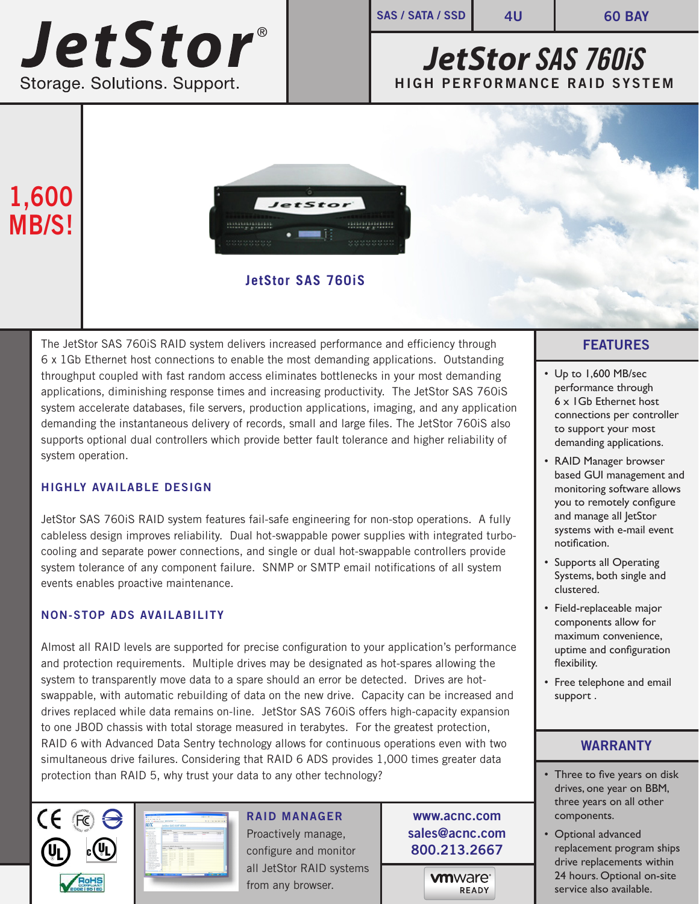# JetStor®

Storage. Solutions. Support.

SAS / SATA / SSD | 4U | 60 BAY

## JetStor SAS 760iS

HIGH PERFORMANCE RAID SYSTEM

**1,600 MB/S!**

JetStor SAS 760iS

The JetStor SAS 760iS RAID system delivers increased performance and efficiency through 6 x 1Gb Ethernet host connections to enable the most demanding applications. Outstanding throughput coupled with fast random access eliminates bottlenecks in your most demanding applications, diminishing response times and increasing productivity. The JetStor SAS 760iS system accelerate databases, file servers, production applications, imaging, and any application demanding the instantaneous delivery of records, small and large files. The JetStor 760iS also supports optional dual controllers which provide better fault tolerance and higher reliability of system operation.

### HIGHLY AVAILABLE DESIGN

JetStor SAS 760iS RAID system features fail-safe engineering for non-stop operations. A fully cableless design improves reliability. Dual hot-swappable power supplies with integrated turbo-cooling and separate power connections, and single or dual hot-swappable controllers provide system tolerance of any component failure. SNMP or SMTP email notifications of all system events enables proactive maintenance.

### NON-STOP ADS AVAILABILITY

Almost all RAID levels are supported for precise configuration to your application's performance and protection requirements. Multiple drives may be designated as hot-spares allowing the system to transparently move data to a spare should an error be detected. Drives are hot-swappable, with automatic rebuilding of data on the new drive. Capacity can be increased and drives replaced while data remains on-line. JetStor SAS 760iS offers high-capacity expansion to one JBOD chassis with total storage measured in terabytes. For the greatest protection, RAID 6 with Advanced Data Sentry technology allows for continuous operations even with two simultaneous drive failures. Considering that RAID 6 ADS provides 1,000 times greater data protection than RAID 5, why trust your data to any other technology?

### FEATURES

- Up to 1,600 MB/sec performance through 6 x 1Gb Ethernet host connections per controller to support your most demanding applications.
- RAID Manager browser based GUI management and monitoring software allows you to remotely configure and manage all JetStor systems with e-mail event notification.
- Supports all Operating Systems, both single and clustered.
- Field-replaceable major components allow for maximum convenience, uptime and configuration flexibility.
- Free telephone and email support .

### WARRANTY

- Three to five years on disk drives, one year on BBM, three years on all other components.
- Optional advanced replacement program ships drive replacements within 24 hours. Optional on-site service also available.

### RAID MANAGER

Proactively manage, configure and monitor all JetStor RAID systems from any browser.

www.acnc.com
sales@acnc.com
800.213.2667

vmware READY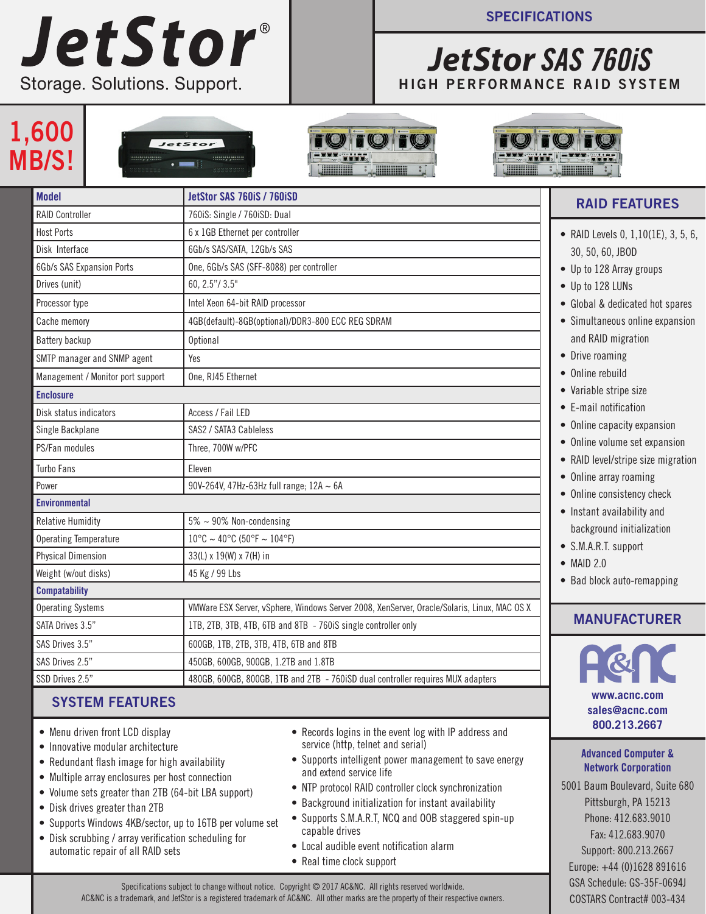# JetStor®

Storage. Solutions. Support.

**SPECIFICATIONS**

## JetStor SAS 760iS

HIGH PERFORMANCE RAID SYSTEM

**1,600 MB/S!**

| **Model** | **JetStor SAS 760iS / 760iSD** |
|---|---|
| RAID Controller | 760iS: Single / 760iSD: Dual |
| Host Ports | 6 x 1GB Ethernet per controller |
| Disk Interface | 6Gb/s SAS/SATA, 12Gb/s SAS |
| 6Gb/s SAS Expansion Ports | One, 6Gb/s SAS (SFF-8088) per controller |
| Drives (unit) | 60, 2.5"/ 3.5" |
| Processor type | Intel Xeon 64-bit RAID processor |
| Cache memory | 4GB(default)-8GB(optional)/DDR3-800 ECC REG SDRAM |
| Battery backup | Optional |
| SMTP manager and SNMP agent | Yes |
| Management / Monitor port support | One, RJ45 Ethernet |
| **Enclosure** | |
| Disk status indicators | Access / Fail LED |
| Single Backplane | SAS2 / SATA3 Cableless |
| PS/Fan modules | Three, 700W w/PFC |
| Turbo Fans | Eleven |
| Power | 90V-264V, 47Hz-63Hz full range; 12A ~ 6A |
| **Environmental** | |
| Relative Humidity | 5% ~ 90% Non-condensing |
| Operating Temperature | 10°C ~ 40°C (50°F ~ 104°F) |
| Physical Dimension | 33(L) x 19(W) x 7(H) in |
| Weight (w/out disks) | 45 Kg / 99 Lbs |
| **Compatability** | |
| Operating Systems | VMWare ESX Server, vSphere, Windows Server 2008, XenServer, Oracle/Solaris, Linux, MAC OS X |
| SATA Drives 3.5" | 1TB, 2TB, 3TB, 4TB, 6TB and 8TB - 760iS single controller only |
| SAS Drives 3.5" | 600GB, 1TB, 2TB, 3TB, 4TB, 6TB and 8TB |
| SAS Drives 2.5" | 450GB, 600GB, 900GB, 1.2TB and 1.8TB |
| SSD Drives 2.5" | 480GB, 600GB, 800GB, 1TB and 2TB - 760iSD dual controller requires MUX adapters |

## SYSTEM FEATURES

- Menu driven front LCD display
- Innovative modular architecture
- Redundant flash image for high availability
- Multiple array enclosures per host connection
- Volume sets greater than 2TB (64-bit LBA support)
- Disk drives greater than 2TB
- Supports Windows 4KB/sector, up to 16TB per volume set
- Disk scrubbing / array verification scheduling for automatic repair of all RAID sets
- Records logins in the event log with IP address and service (http, telnet and serial)
- Supports intelligent power management to save energy and extend service life
- NTP protocol RAID controller clock synchronization
- Background initialization for instant availability
- Supports S.M.A.R.T, NCQ and OOB staggered spin-up capable drives
- Local audible event notification alarm
- Real time clock support

## RAID FEATURES

- RAID Levels 0, 1,10(1E), 3, 5, 6, 30, 50, 60, JBOD
- Up to 128 Array groups
- Up to 128 LUNs
- Global & dedicated hot spares
- Simultaneous online expansion and RAID migration
- Drive roaming
- Online rebuild
- Variable stripe size
- E-mail notification
- Online capacity expansion
- Online volume set expansion
- RAID level/stripe size migration
- Online array roaming
- Online consistency check
- Instant availability and background initialization
- S.M.A.R.T. support
- MAID 2.0
- Bad block auto-remapping

## MANUFACTURER

AC&NC

www.acnc.com
sales@acnc.com
800.213.2667

**Advanced Computer & Network Corporation**

5001 Baum Boulevard, Suite 680
Pittsburgh, PA 15213
Phone: 412.683.9010
Fax: 412.683.9070
Support: 800.213.2667
Europe: +44 (0)1628 891616
GSA Schedule: GS-35F-0694J
COSTARS Contract# 003-434

Specifications subject to change without notice. Copyright © 2017 AC&NC. All rights reserved worldwide.
AC&NC is a trademark, and JetStor is a registered trademark of AC&NC. All other marks are the property of their respective owners.